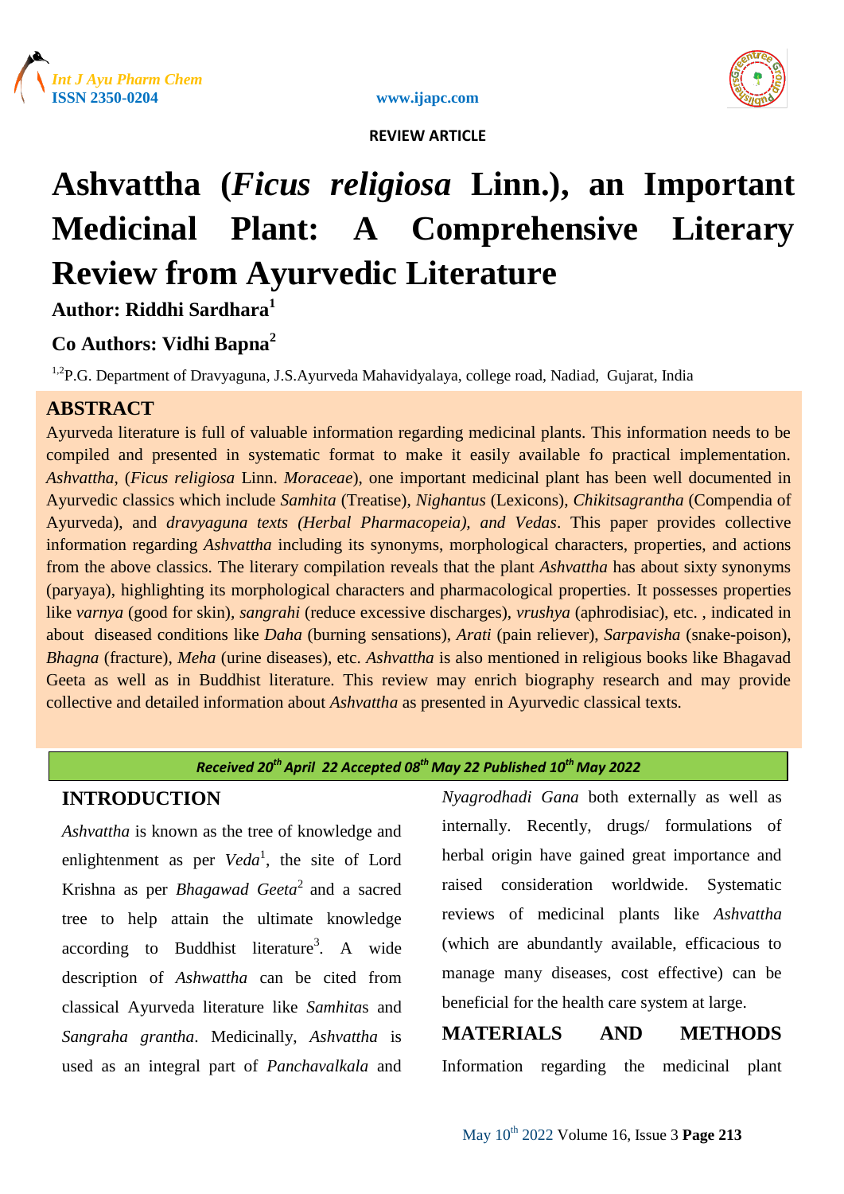REVIEW ARTICLE

# Ashvattha (*Ficus religiosa* Linn.), an Important Medicinal Plant: A Comprehensive Literary Review from Ayurvedic Literature

**Author: Riddhi Sardhara[1]**

**Co Authors: Vidhi Bapna[2]**

[1,2]P.G. Department of Dravyaguna, J.S.Ayurveda Mahavidyalaya, college road, Nadiad, Gujarat, India

## ABSTRACT

Ayurveda literature is full of valuable information regarding medicinal plants. This information needs to be compiled and presented in systematic format to make it easily available fo practical implementation. *Ashvattha*, (*Ficus religiosa* Linn. *Moraceae*), one important medicinal plant has been well documented in Ayurvedic classics which include *Samhita* (Treatise), *Nighantus* (Lexicons), *Chikitsagrantha* (Compendia of Ayurveda), and *dravyaguna texts (Herbal Pharmacopeia), and Vedas*. This paper provides collective information regarding *Ashvattha* including its synonyms, morphological characters, properties, and actions from the above classics. The literary compilation reveals that the plant *Ashvattha* has about sixty synonyms (paryaya), highlighting its morphological characters and pharmacological properties. It possesses properties like *varnya* (good for skin), *sangrahi* (reduce excessive discharges), *vrushya* (aphrodisiac), etc. , indicated in about diseased conditions like *Daha* (burning sensations), *Arati* (pain reliever), *Sarpavisha* (snake-poison), *Bhagna* (fracture), *Meha* (urine diseases), etc. *Ashvattha* is also mentioned in religious books like Bhagavad Geeta as well as in Buddhist literature. This review may enrich biography research and may provide collective and detailed information about *Ashvattha* as presented in Ayurvedic classical texts.

***Received 20th April 22 Accepted 08th May 22 Published 10th May 2022***

## INTRODUCTION

*Ashvattha* is known as the tree of knowledge and enlightenment as per *Veda*[1], the site of Lord Krishna as per *Bhagawad Geeta*[2] and a sacred tree to help attain the ultimate knowledge according to Buddhist literature[3]. A wide description of *Ashwattha* can be cited from classical Ayurveda literature like *Samhita*s and *Sangraha grantha*. Medicinally, *Ashvattha* is used as an integral part of *Panchavalkala* and *Nyagrodhadi Gana* both externally as well as internally. Recently, drugs/ formulations of herbal origin have gained great importance and raised consideration worldwide. Systematic reviews of medicinal plants like *Ashvattha* (which are abundantly available, efficacious to manage many diseases, cost effective) can be beneficial for the health care system at large.

## MATERIALS AND METHODS

Information regarding the medicinal plant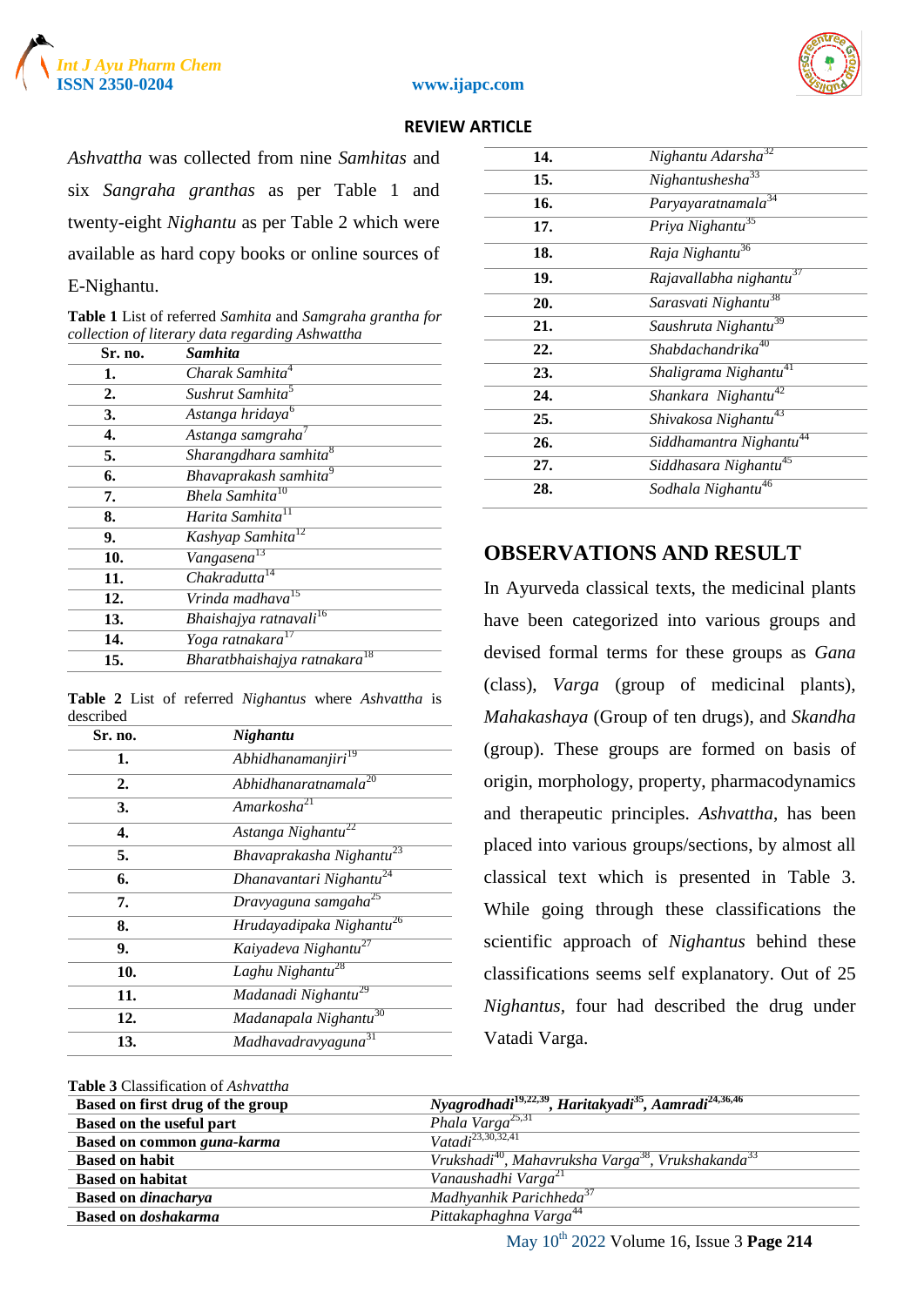*Ashvattha* was collected from nine *Samhitas* and six *Sangraha granthas* as per Table 1 and twenty-eight *Nighantu* as per Table 2 which were available as hard copy books or online sources of E-Nighantu.

**Table 1** List of referred *Samhita* and *Samgraha grantha for collection of literary data regarding Ashwattha*

| Sr. no. | *Samhita* |
|---|---|
| 1. | *Charak Samhita*[4] |
| 2. | *Sushrut Samhita*[5] |
| 3. | *Astanga hridaya*[6] |
| 4. | *Astanga samgraha*[7] |
| 5. | *Sharangdhara samhita*[8] |
| 6. | *Bhavaprakash samhita*[9] |
| 7. | *Bhela Samhita*[10] |
| 8. | *Harita Samhita*[11] |
| 9. | *Kashyap Samhita*[12] |
| 10. | *Vangasena*[13] |
| 11. | *Chakradutta*[14] |
| 12. | *Vrinda madhava*[15] |
| 13. | *Bhaishajya ratnavali*[16] |
| 14. | *Yoga ratnakara*[17] |
| 15. | *Bharatbhaishajya ratnakara*[18] |

**Table 2** List of referred *Nighantus* where *Ashvattha* is described

| Sr. no. | *Nighantu* |
|---|---|
| 1. | *Abhidhanamanjiri*[19] |
| 2. | *Abhidhanaratnamala*[20] |
| 3. | *Amarkosha*[21] |
| 4. | *Astanga Nighantu*[22] |
| 5. | *Bhavaprakasha Nighantu*[23] |
| 6. | *Dhanavantari Nighantu*[24] |
| 7. | *Dravyaguna samgaha*[25] |
| 8. | *Hrudayadipaka Nighantu*[26] |
| 9. | *Kaiyadeva Nighantu*[27] |
| 10. | *Laghu Nighantu*[28] |
| 11. | *Madanadi Nighantu*[29] |
| 12. | *Madanapala Nighantu*[30] |
| 13. | *Madhavadravyaguna*[31] |
| 14. | *Nighantu Adarsha*[32] |
| 15. | *Nighantushesha*[33] |
| 16. | *Paryayaratnamala*[34] |
| 17. | *Priya Nighantu*[35] |
| 18. | *Raja Nighantu*[36] |
| 19. | *Rajavallabha nighantu*[37] |
| 20. | *Sarasvati Nighantu*[38] |
| 21. | *Saushruta Nighantu*[39] |
| 22. | *Shabdachandrika*[40] |
| 23. | *Shaligrama Nighantu*[41] |
| 24. | *Shankara Nighantu*[42] |
| 25. | *Shivakosa Nighantu*[43] |
| 26. | *Siddhamantra Nighantu*[44] |
| 27. | *Siddhasara Nighantu*[45] |
| 28. | *Sodhala Nighantu*[46] |

## OBSERVATIONS AND RESULT

In Ayurveda classical texts, the medicinal plants have been categorized into various groups and devised formal terms for these groups as *Gana* (class), *Varga* (group of medicinal plants), *Mahakashaya* (Group of ten drugs), and *Skandha* (group). These groups are formed on basis of origin, morphology, property, pharmacodynamics and therapeutic principles. *Ashvattha*, has been placed into various groups/sections, by almost all classical text which is presented in Table 3. While going through these classifications the scientific approach of *Nighantus* behind these classifications seems self explanatory. Out of 25 *Nighantus*, four had described the drug under Vatadi Varga.

**Table 3** Classification of *Ashvattha*

| | |
|---|---|
| **Based on first drug of the group** | ***Nyagrodhadi***[19,22,39], ***Haritakyadi***[35], ***Aamradi***[24,36,46] |
| **Based on the useful part** | *Phala Varga*[25,31] |
| **Based on common *guna-karma*** | *Vatadi*[23,30,32,41] |
| **Based on habit** | *Vrukshadi*[40], *Mahavruksha Varga*[38], *Vrukshakanda*[33] |
| **Based on habitat** | *Vanaushadhi Varga*[21] |
| **Based on *dinacharya*** | *Madhyanhik Parichheda*[37] |
| **Based on *doshakarma*** | *Pittakaphaghna Varga*[44] |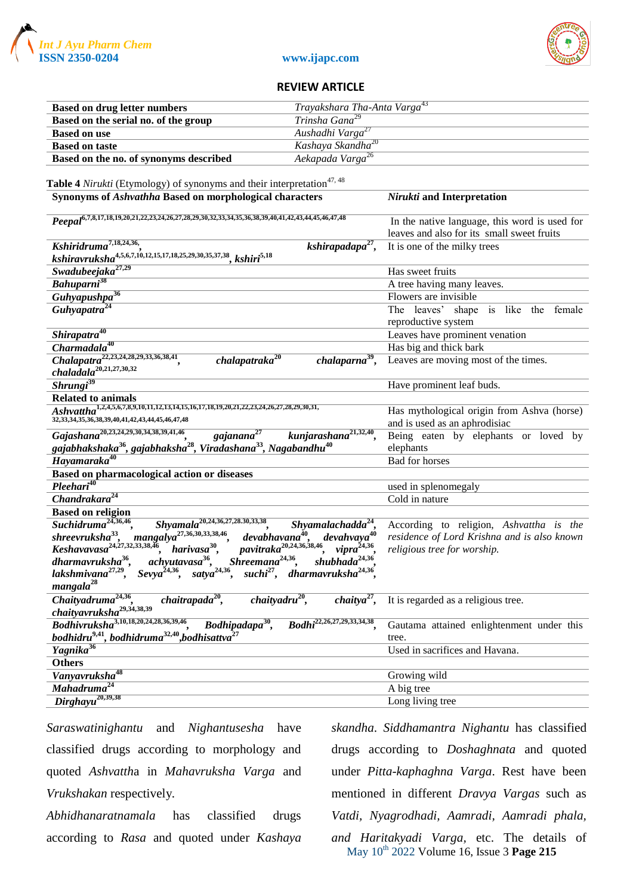| | |
|---|---|
| **Based on drug letter numbers** | *Trayakshara Tha-Anta Varga*[43] |
| **Based on the serial no. of the group** | *Trinsha Gana*[29] |
| **Based on use** | *Aushadhi Varga*[27] |
| **Based on taste** | *Kashaya Skandha*[20] |
| **Based on the no. of synonyms described** | *Aekapada Varga*[26] |

**Table 4** *Nirukti* (Etymology) of synonyms and their interpretation[47, 48]

| **Synonyms of *Ashvathha* Based on morphological characters** | ***Nirukti* and Interpretation** |
|---|---|
| ***Peepal***[6,7,8,17,18,19,20,21,22,23,24,26,27,28,29,30,32,33,34,35,36,38,39,40,41,42,43,44,45,46,47,48] | In the native language, this word is used for leaves and also for its small sweet fruits |
| ***Kshiridruma***[7,18,24,36], ***kshirapadapa***[27], ***kshiravruksha***[4,5,6,7,10,12,15,17,18,25,29,30,35,37,38], ***kshiri***[5,18] | It is one of the milky trees |
| ***Swadubeejaka***[27,29] | Has sweet fruits |
| ***Bahuparni***[38] | A tree having many leaves. |
| ***Guhyapushpa***[36] | Flowers are invisible |
| ***Guhyapatra***[24] | The leaves' shape is like the female reproductive system |
| ***Shirapatra***[40] | Leaves have prominent venation |
| ***Charmadala***[40] | Has big and thick bark |
| ***Chalapatra***[22,23,24,28,29,33,36,38,41], ***chalapatraka***[20], ***chalaparna***[39], ***chaladala***[20,21,27,30,32] | Leaves are moving most of the times. |
| ***Shrungi***[39] | Have prominent leaf buds. |
| **Related to animals** | |
| ***Ashvattha***[1,2,4,5,6,7,8,9,10,11,12,13,14,15,16,17,18,19,20,21,22,23,24,26,27,28,29,30,31,32,33,34,35,36,38,39,40,41,42,43,44,45,46,47,48] | Has mythological origin from Ashva (horse) and is used as an aphrodisiac |
| ***Gajashana***[20,23,24,29,30,34,38,39,41,46], ***gajanana***[27], ***kunjarashana***[21,32,40], ***gajabhakshaka***[36], ***gajabhaksha***[28], ***Viradashana***[33], ***Nagabandhu***[40] | Being eaten by elephants or loved by elephants |
| ***Hayamaraka***[40] | Bad for horses |
| **Based on pharmacological action or diseases** | |
| ***Pleehari***[40] | used in splenomegaly |
| ***Chandrakara***[24] | Cold in nature |
| **Based on religion** | |
| ***Suchidruma***[24,36,46], ***Shyamala***[20,24,36,27,28,30,33,38], ***Shyamalachadda***[24], ***shreevruksha***[33], ***mangalya***[27,36,30,33,38,46], ***devabhavana***[40], ***devahvaya***[40], ***Keshavavasa***[24,27,32,33,38,46], ***harivasa***[30], ***pavitraka***[20,24,36,38,46], ***vipra***[24,36], ***dharmavruksha***[36], ***achyutavasa***[36], ***Shreemana***[24,36], ***shubhada***[24,36], ***lakshmivana***[27,29], ***Sevya***[24,36], ***satya***[24,36], ***suchi***[27], ***dharmavruksha***[24,36], ***mangala***[28] | According to religion, *Ashvattha is the residence of Lord Krishna and is also known religious tree for worship.* |
| ***Chaityadruma***[24,36], ***chaitrapada***[20], ***chaityadru***[20], ***chaitya***[27], ***chaityavruksha***[29,34,38,39] | It is regarded as a religious tree. |
| ***Bodhivruksha***[3,10,18,20,24,28,36,39,46], ***Bodhipadapa***[30], ***Bodhi***[22,26,27,29,33,34,38], ***bodhidru***[9,41], ***bodhidruma***[32,40], ***bodhisattva***[27] | Gautama attained enlightenment under this tree. |
| ***Yagnika***[36] | Used in sacrifices and Havana. |
| **Others** | |
| ***Vanyavruksha***[48] | Growing wild |
| ***Mahadruma***[24] | A big tree |
| ***Dirghayu***[20,39,38] | Long living tree |

*Saraswatinighantu* and *Nighantusesha* have classified drugs according to morphology and quoted *Ashvattha* in *Mahavruksha Varga* and *Vrukshakan* respectively.

*Abhidhanaratnamala* has classified drugs according to *Rasa* and quoted under *Kashaya skandha*. *Siddhamantra Nighantu* has classified drugs according to *Doshaghnata* and quoted under *Pitta-kaphaghna Varga*. Rest have been mentioned in different *Dravya Vargas* such as *Vatdi*, *Nyagrodhadi*, *Aamradi*, *Aamradi phala*, *and Haritakyadi Varga*, etc. The details of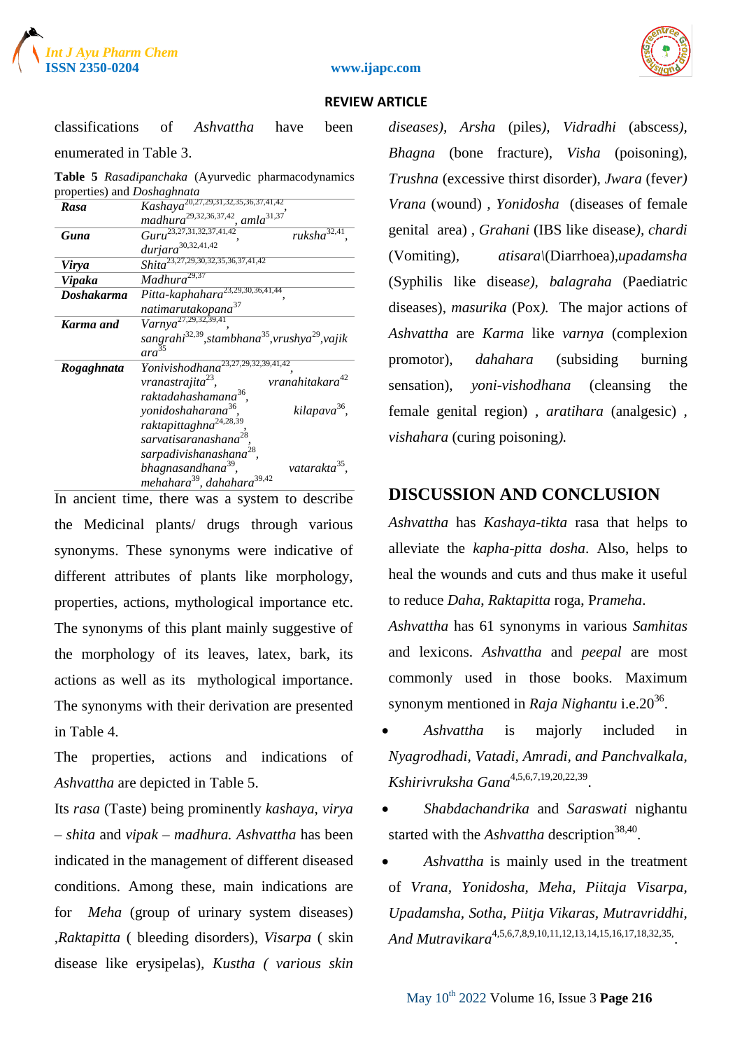classifications of *Ashvattha* have been enumerated in Table 3.

**Table 5** *Rasadipanchaka* (Ayurvedic pharmacodynamics properties) and *Doshaghnata*

| | |
|---|---|
| ***Rasa*** | *Kashaya*[20,27,29,31,32,35,36,37,41,42], *madhura*[29,32,36,37,42], *amla*[31,37] |
| ***Guna*** | *Guru*[23,27,31,32,37,41,42], *ruksha*[32,41], *durjara*[30,32,41,42] |
| ***Virya*** | *Shita*[23,27,29,30,32,35,36,37,41,42] |
| ***Vipaka*** | *Madhura*[29,37] |
| ***Doshakarma*** | *Pitta-kaphahara*[23,29,30,36,41,44], *natimarutakopana*[37] |
| ***Karma and*** | *Varnya*[27,29,32,39,41], *sangrahi*[32,39], *stambhana*[35], *vrushya*[29], *vajikara*[35] |
| ***Rogaghnata*** | *Yonivishodhana*[23,27,29,32,39,41,42], *vranastrajita*[23], *vranahitakara*[42], *raktadahashamana*[36], *yonidoshaharana*[36], *kilapava*[36], *raktapittaghna*[24,28,39], *sarvatisaranashana*[28], *sarpadivishanashana*[28], *bhagnasandhana*[39], *vatarakta*[35], *mehahara*[39], *dahahara*[39,42] |

In ancient time, there was a system to describe the Medicinal plants/ drugs through various synonyms. These synonyms were indicative of different attributes of plants like morphology, properties, actions, mythological importance etc. The synonyms of this plant mainly suggestive of the morphology of its leaves, latex, bark, its actions as well as its mythological importance. The synonyms with their derivation are presented in Table 4.

The properties, actions and indications of *Ashvattha* are depicted in Table 5.

Its *rasa* (Taste) being prominently *kashaya*, *virya – shita* and *vipak – madhura. Ashvattha* has been indicated in the management of different diseased conditions. Among these, main indications are for *Meha* (group of urinary system diseases) ,*Raktapitta* ( bleeding disorders), *Visarpa* ( skin disease like erysipelas), *Kustha ( various skin diseases), Arsha* (piles), *Vidradhi* (abscess), *Bhagna* (bone fracture), *Visha* (poisoning), *Trushna* (excessive thirst disorder), *Jwara* (fever) *Vrana* (wound) , *Yonidosha* (diseases of female genital area) , *Grahani* (IBS like disease), *chardi* (Vomiting), *atisara*\(Diarrhoea),*upadamsha* (Syphilis like disease), *balagraha* (Paediatric diseases), *masurika* (Pox). The major actions of *Ashvattha* are *Karma* like *varnya* (complexion promotor), *dahahara* (subsiding burning sensation), *yoni-vishodhana* (cleansing the female genital region) , *aratihara* (analgesic) , *vishahara* (curing poisoning).

## DISCUSSION AND CONCLUSION

*Ashvattha* has *Kashaya-tikta* rasa that helps to alleviate the *kapha-pitta dosha*. Also, helps to heal the wounds and cuts and thus make it useful to reduce *Daha*, *Raktapitta* roga, *Prameha*.

*Ashvattha* has 61 synonyms in various *Samhitas* and lexicons. *Ashvattha* and *peepal* are most commonly used in those books. Maximum synonym mentioned in *Raja Nighantu* i.e.20[36].

- *Ashvattha* is majorly included in *Nyagrodhadi, Vatadi, Amradi, and Panchvalkala, Kshirivruksha Gana*[4,5,6,7,19,20,22,39].
- *Shabdachandrika* and *Saraswati* nighantu started with the *Ashvattha* description[38,40].
- *Ashvattha* is mainly used in the treatment of *Vrana, Yonidosha, Meha, Piitaja Visarpa, Upadamsha, Sotha, Piitja Vikaras, Mutravriddhi, And Mutravikara*[4,5,6,7,8,9,10,11,12,13,14,15,16,17,18,32,35].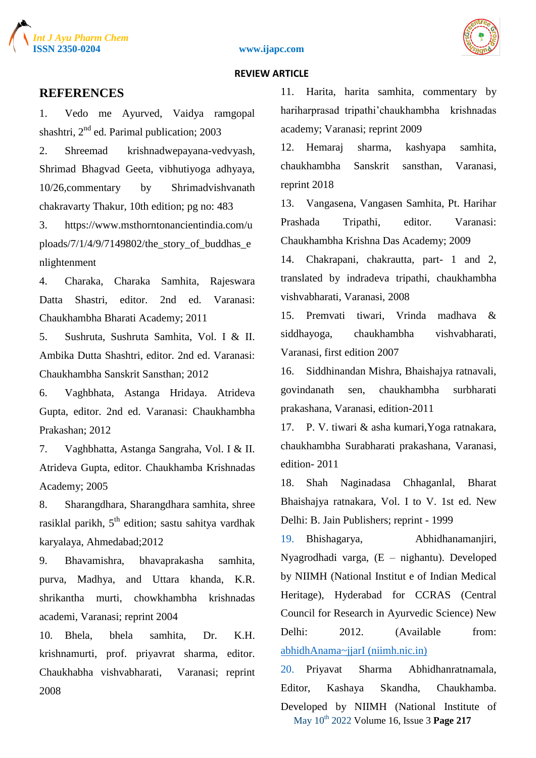## REFERENCES

1. Vedo me Ayurved, Vaidya ramgopal shashtri, 2nd ed. Parimal publication; 2003
2. Shreemad krishnadwepayana-vedvyash, Shrimad Bhagvad Geeta, vibhutiyoga adhyaya, 10/26,commentary by Shrimadvishvanath chakravarty Thakur, 10th edition; pg no: 483
3. https://www.msthorntonancientindia.com/uploads/7/1/4/9/7149802/the_story_of_buddhas_enlightenment
4. Charaka, Charaka Samhita, Rajeswara Datta Shastri, editor. 2nd ed. Varanasi: Chaukhambha Bharati Academy; 2011
5. Sushruta, Sushruta Samhita, Vol. I & II. Ambika Dutta Shashtri, editor. 2nd ed. Varanasi: Chaukhambha Sanskrit Sansthan; 2012
6. Vaghbhata, Astanga Hridaya. Atrideva Gupta, editor. 2nd ed. Varanasi: Chaukhambha Prakashan; 2012
7. Vaghbhatta, Astanga Sangraha, Vol. I & II. Atrideva Gupta, editor. Chaukhamba Krishnadas Academy; 2005
8. Sharangdhara, Sharangdhara samhita, shree rasiklal parikh, 5th edition; sastu sahitya vardhak karyalaya, Ahmedabad;2012
9. Bhavamishra, bhavaprakasha samhita, purva, Madhya, and Uttara khanda, K.R. shrikantha murti, chowkhambha krishnadas academi, Varanasi; reprint 2004
10. Bhela, bhela samhita, Dr. K.H. krishnamurti, prof. priyavrat sharma, editor. Chaukhabha vishvabharati, Varanasi; reprint 2008
11. Harita, harita samhita, commentary by hariharprasad tripathi'chaukhambha krishnadas academy; Varanasi; reprint 2009
12. Hemaraj sharma, kashyapa samhita, chaukhambha Sanskrit sansthan, Varanasi, reprint 2018
13. Vangasena, Vangasen Samhita, Pt. Harihar Prashada Tripathi, editor. Varanasi: Chaukhambha Krishna Das Academy; 2009
14. Chakrapani, chakrautta, part- 1 and 2, translated by indradeva tripathi, chaukhambha vishvabharati, Varanasi, 2008
15. Premvati tiwari, Vrinda madhava & siddhayoga, chaukhambha vishvabharati, Varanasi, first edition 2007
16. Siddhinandan Mishra, Bhaishajya ratnavali, govindanath sen, chaukhambha surbharati prakashana, Varanasi, edition-2011
17. P. V. tiwari & asha kumari,Yoga ratnakara, chaukhambha Surabharati prakashana, Varanasi, edition- 2011
18. Shah Naginadasa Chhaganlal, Bharat Bhaishajya ratnakara, Vol. I to V. 1st ed. New Delhi: B. Jain Publishers; reprint - 1999
19. Bhishagarya, Abhidhanamanjiri, Nyagrodhadi varga, (E – nighantu). Developed by NIIMH (National Institut e of Indian Medical Heritage), Hyderabad for CCRAS (Central Council for Research in Ayurvedic Science) New Delhi: 2012. (Available from: abhidhAnama~jjarI (niimh.nic.in)
20. Priyavat Sharma Abhidhanratnamala, Editor, Kashaya Skandha, Chaukhamba. Developed by NIIMH (National Institute of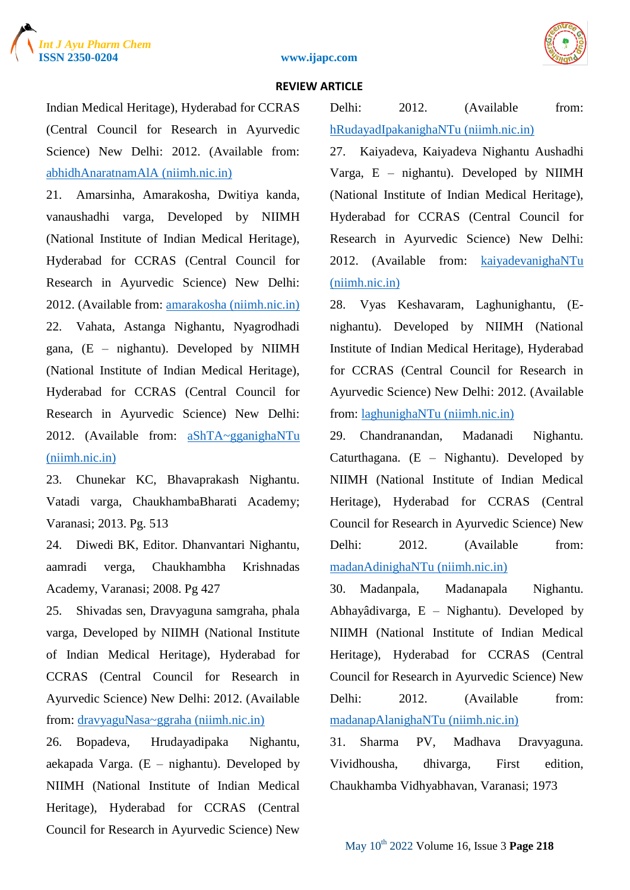Indian Medical Heritage), Hyderabad for CCRAS (Central Council for Research in Ayurvedic Science) New Delhi: 2012. (Available from: abhidhAnaratnamAlA (niimh.nic.in)

21. Amarsinha, Amarakosha, Dwitiya kanda, vanaushadhi varga, Developed by NIIMH (National Institute of Indian Medical Heritage), Hyderabad for CCRAS (Central Council for Research in Ayurvedic Science) New Delhi: 2012. (Available from: amarakosha (niimh.nic.in)

22. Vahata, Astanga Nighantu, Nyagrodhadi gana, (E – nighantu). Developed by NIIMH (National Institute of Indian Medical Heritage), Hyderabad for CCRAS (Central Council for Research in Ayurvedic Science) New Delhi: 2012. (Available from: aShTA~gganighaNTu (niimh.nic.in)

23. Chunekar KC, Bhavaprakash Nighantu. Vatadi varga, ChaukhambaBharati Academy; Varanasi; 2013. Pg. 513

24. Diwedi BK, Editor. Dhanvantari Nighantu, aamradi verga, Chaukhambha Krishnadas Academy, Varanasi; 2008. Pg 427

25. Shivadas sen, Dravyaguna samgraha, phala varga, Developed by NIIMH (National Institute of Indian Medical Heritage), Hyderabad for CCRAS (Central Council for Research in Ayurvedic Science) New Delhi: 2012. (Available from: dravyaguNasa~ggraha (niimh.nic.in)

26. Bopadeva, Hrudayadipaka Nighantu, aekapada Varga. (E – nighantu). Developed by NIIMH (National Institute of Indian Medical Heritage), Hyderabad for CCRAS (Central Council for Research in Ayurvedic Science) New Delhi: 2012. (Available from: hRudayadIpakanighaNTu (niimh.nic.in)

27. Kaiyadeva, Kaiyadeva Nighantu Aushadhi Varga, E – nighantu). Developed by NIIMH (National Institute of Indian Medical Heritage), Hyderabad for CCRAS (Central Council for Research in Ayurvedic Science) New Delhi: 2012. (Available from: kaiyadevanighaNTu (niimh.nic.in)

28. Vyas Keshavaram, Laghunighantu, (E-nighantu). Developed by NIIMH (National Institute of Indian Medical Heritage), Hyderabad for CCRAS (Central Council for Research in Ayurvedic Science) New Delhi: 2012. (Available from: laghunighaNTu (niimh.nic.in)

29. Chandranandan, Madanadi Nighantu. Caturthagana. (E – Nighantu). Developed by NIIMH (National Institute of Indian Medical Heritage), Hyderabad for CCRAS (Central Council for Research in Ayurvedic Science) New Delhi: 2012. (Available from: madanAdinighaNTu (niimh.nic.in)

30. Madanpala, Madanapala Nighantu. Abhayâdivarga, E – Nighantu). Developed by NIIMH (National Institute of Indian Medical Heritage), Hyderabad for CCRAS (Central Council for Research in Ayurvedic Science) New Delhi: 2012. (Available from: madanapAlanighaNTu (niimh.nic.in)

31. Sharma PV, Madhava Dravyaguna. Vividhousha, dhivarga, First edition, Chaukhamba Vidhyabhavan, Varanasi; 1973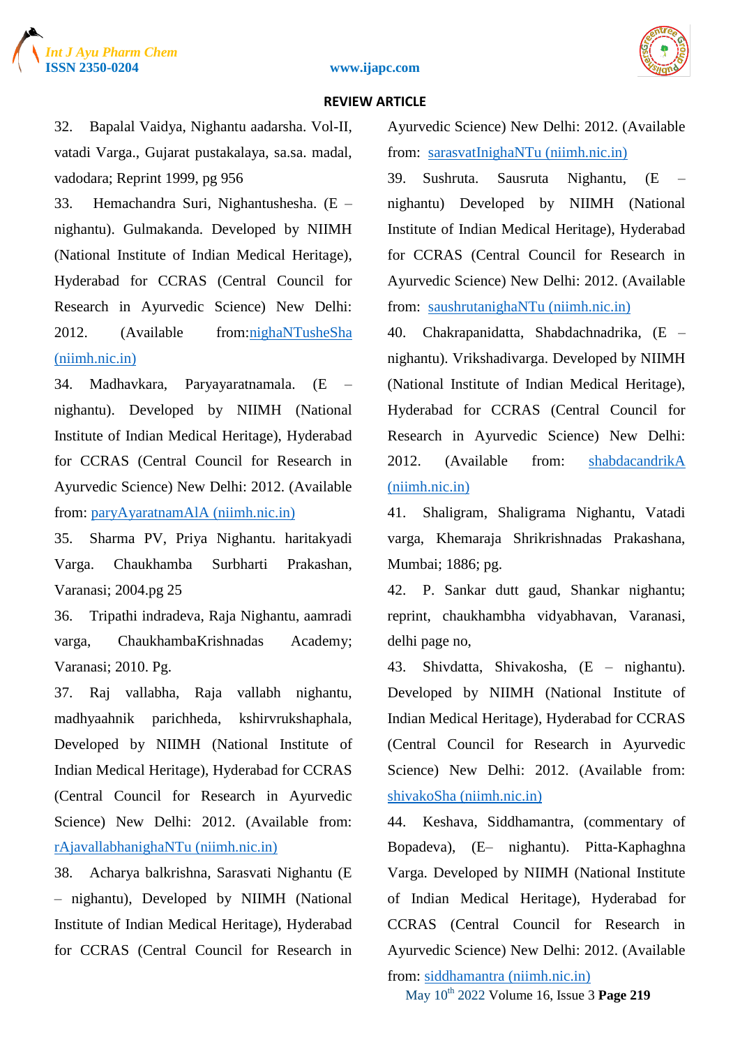32. Bapalal Vaidya, Nighantu aadarsha. Vol-II, vatadi Varga., Gujarat pustakalaya, sa.sa. madal, vadodara; Reprint 1999, pg 956

33. Hemachandra Suri, Nighantushesha. (E – nighantu). Gulmakanda. Developed by NIIMH (National Institute of Indian Medical Heritage), Hyderabad for CCRAS (Central Council for Research in Ayurvedic Science) New Delhi: 2012. (Available from:nighaNTusheSha (niimh.nic.in)

34. Madhavkara, Paryayaratnamala. (E – nighantu). Developed by NIIMH (National Institute of Indian Medical Heritage), Hyderabad for CCRAS (Central Council for Research in Ayurvedic Science) New Delhi: 2012. (Available from: paryAyaratnamAlA (niimh.nic.in)

35. Sharma PV, Priya Nighantu. haritakyadi Varga. Chaukhamba Surbharti Prakashan, Varanasi; 2004.pg 25

36. Tripathi indradeva, Raja Nighantu, aamradi varga, ChaukhambaKrishnadas Academy; Varanasi; 2010. Pg.

37. Raj vallabha, Raja vallabh nighantu, madhyaahnik parichheda, kshirvrukshaphala, Developed by NIIMH (National Institute of Indian Medical Heritage), Hyderabad for CCRAS (Central Council for Research in Ayurvedic Science) New Delhi: 2012. (Available from: rAjavallabhanighaNTu (niimh.nic.in)

38. Acharya balkrishna, Sarasvati Nighantu (E – nighantu), Developed by NIIMH (National Institute of Indian Medical Heritage), Hyderabad for CCRAS (Central Council for Research in Ayurvedic Science) New Delhi: 2012. (Available from: sarasvatInighaNTu (niimh.nic.in)

39. Sushruta. Sausruta Nighantu, (E – nighantu) Developed by NIIMH (National Institute of Indian Medical Heritage), Hyderabad for CCRAS (Central Council for Research in Ayurvedic Science) New Delhi: 2012. (Available from: saushrutanighaNTu (niimh.nic.in)

40. Chakrapanidatta, Shabdachnadrika, (E – nighantu). Vrikshadivarga. Developed by NIIMH (National Institute of Indian Medical Heritage), Hyderabad for CCRAS (Central Council for Research in Ayurvedic Science) New Delhi: 2012. (Available from: shabdacandrikA (niimh.nic.in)

41. Shaligram, Shaligrama Nighantu, Vatadi varga, Khemaraja Shrikrishnadas Prakashana, Mumbai; 1886; pg.

42. P. Sankar dutt gaud, Shankar nighantu; reprint, chaukhambha vidyabhavan, Varanasi, delhi page no,

43. Shivdatta, Shivakosha, (E – nighantu). Developed by NIIMH (National Institute of Indian Medical Heritage), Hyderabad for CCRAS (Central Council for Research in Ayurvedic Science) New Delhi: 2012. (Available from: shivakoSha (niimh.nic.in)

44. Keshava, Siddhamantra, (commentary of Bopadeva), (E– nighantu). Pitta-Kaphaghna Varga. Developed by NIIMH (National Institute of Indian Medical Heritage), Hyderabad for CCRAS (Central Council for Research in Ayurvedic Science) New Delhi: 2012. (Available from: siddhamantra (niimh.nic.in)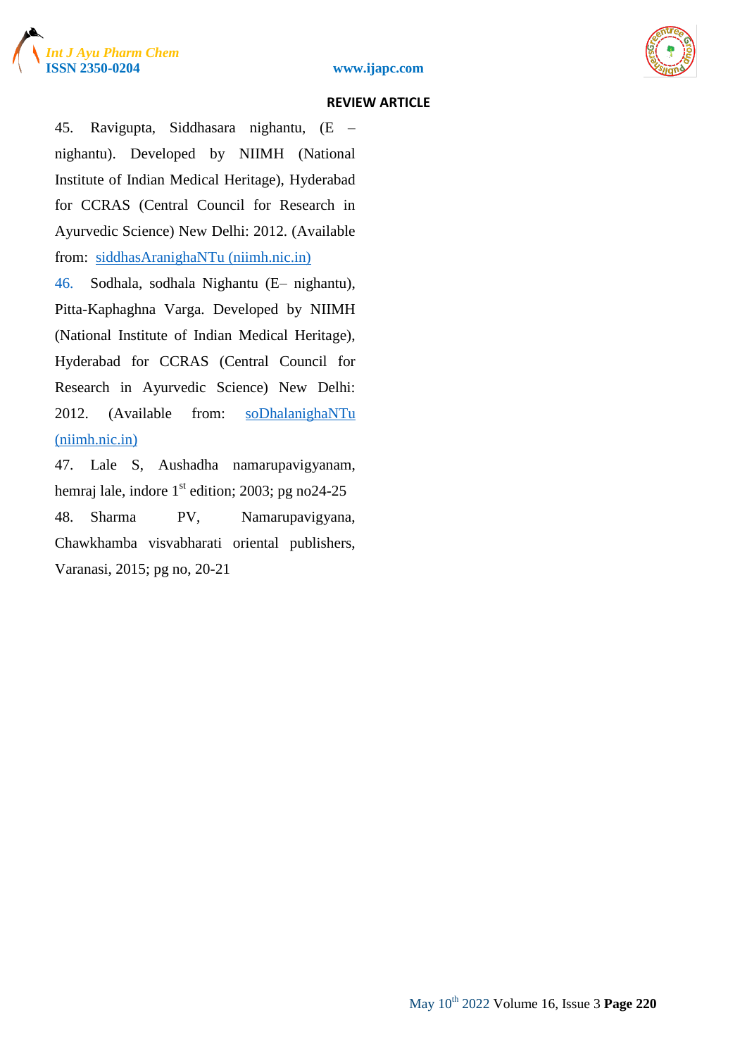45. Ravigupta, Siddhasara nighantu, (E – nighantu). Developed by NIIMH (National Institute of Indian Medical Heritage), Hyderabad for CCRAS (Central Council for Research in Ayurvedic Science) New Delhi: 2012. (Available from: siddhasAranighaNTu (niimh.nic.in)

46. Sodhala, sodhala Nighantu (E– nighantu), Pitta-Kaphaghna Varga. Developed by NIIMH (National Institute of Indian Medical Heritage), Hyderabad for CCRAS (Central Council for Research in Ayurvedic Science) New Delhi: 2012. (Available from: soDhalanighaNTu (niimh.nic.in)

47. Lale S, Aushadha namarupavigyanam, hemraj lale, indore 1st edition; 2003; pg no24-25

48. Sharma PV, Namarupavigyana, Chawkhamba visvabharati oriental publishers, Varanasi, 2015; pg no, 20-21